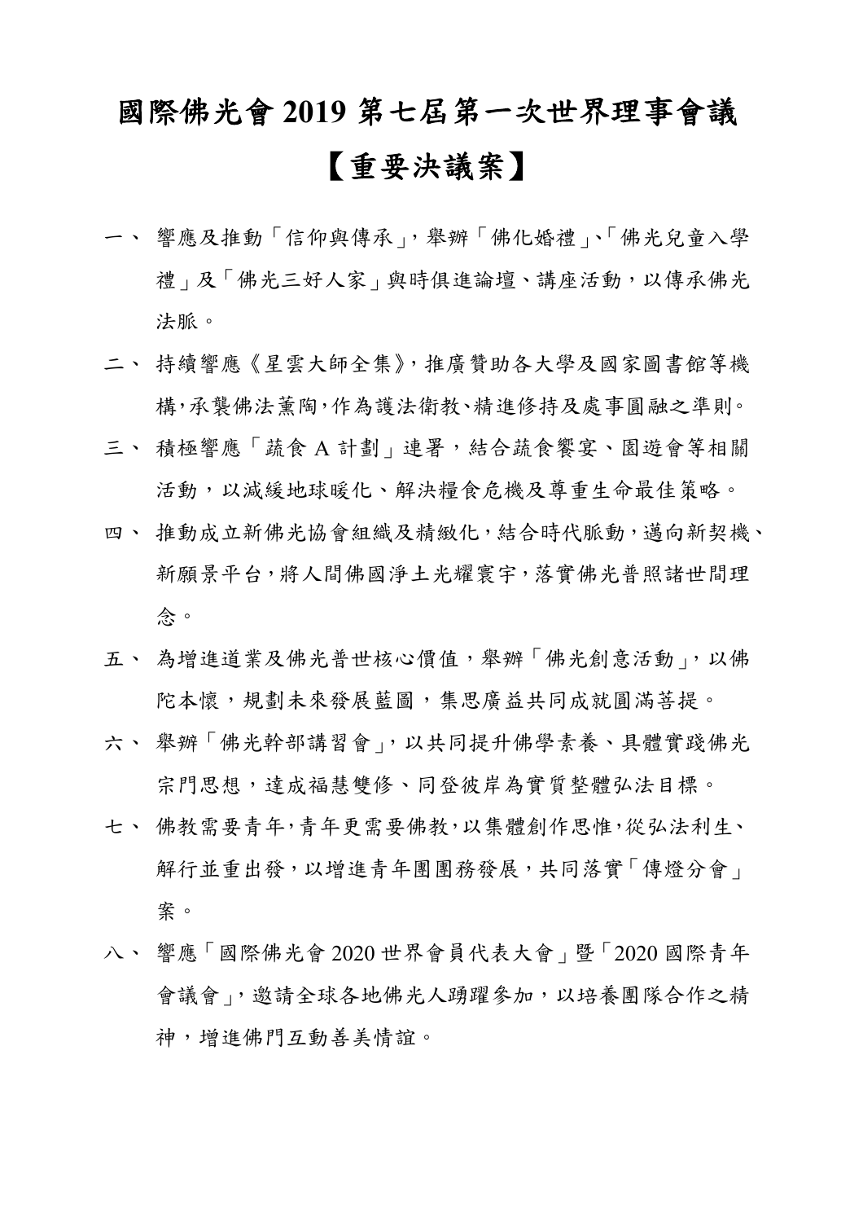# 國際佛光會 2019 第七屆第一次世界理事會議

# 【重要決議案】

一、 響應及推動「信仰與傳承」，舉辦「佛化婚禮」、「佛光兒童入學禮」及「佛光三好人家」與時俱進論壇、講座活動，以傳承佛光法脈。

二、 持續響應《星雲大師全集》，推廣贊助各大學及國家圖書館等機構，承襲佛法薰陶，作為護法衛教、精進修持及處事圓融之準則。

三、 積極響應「蔬食 A 計劃」連署，結合蔬食饗宴、園遊會等相關活動，以減緩地球暖化、解決糧食危機及尊重生命最佳策略。

四、 推動成立新佛光協會組織及精緻化，結合時代脈動，邁向新契機、新願景平台，將人間佛國淨土光耀寰宇，落實佛光普照諸世間理念。

五、 為增進道業及佛光普世核心價值，舉辦「佛光創意活動」，以佛陀本懷，規劃未來發展藍圖，集思廣益共同成就圓滿菩提。

六、 舉辦「佛光幹部講習會」，以共同提升佛學素養、具體實踐佛光宗門思想，達成福慧雙修、同登彼岸為實質整體弘法目標。

七、 佛教需要青年，青年更需要佛教，以集體創作思惟，從弘法利生、解行並重出發，以增進青年團團務發展，共同落實「傳燈分會」案。

八、 響應「國際佛光會 2020 世界會員代表大會」暨「2020 國際青年會議會」，邀請全球各地佛光人踴躍參加，以培養團隊合作之精神，增進佛門互動善美情誼。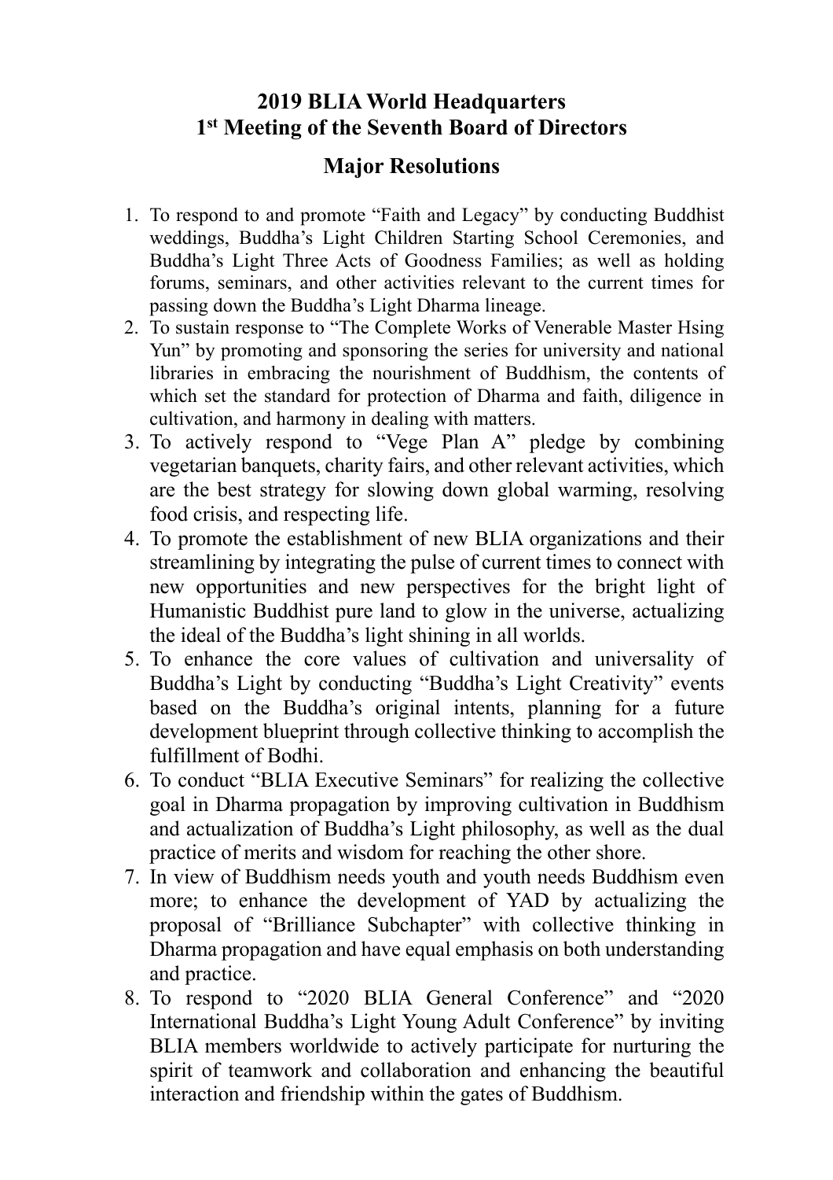# 2019 BLIA World Headquarters
# 1st Meeting of the Seventh Board of Directors

## Major Resolutions

1. To respond to and promote “Faith and Legacy” by conducting Buddhist weddings, Buddha’s Light Children Starting School Ceremonies, and Buddha’s Light Three Acts of Goodness Families; as well as holding forums, seminars, and other activities relevant to the current times for passing down the Buddha’s Light Dharma lineage.
2. To sustain response to “The Complete Works of Venerable Master Hsing Yun” by promoting and sponsoring the series for university and national libraries in embracing the nourishment of Buddhism, the contents of which set the standard for protection of Dharma and faith, diligence in cultivation, and harmony in dealing with matters.
3. To actively respond to “Vege Plan A” pledge by combining vegetarian banquets, charity fairs, and other relevant activities, which are the best strategy for slowing down global warming, resolving food crisis, and respecting life.
4. To promote the establishment of new BLIA organizations and their streamlining by integrating the pulse of current times to connect with new opportunities and new perspectives for the bright light of Humanistic Buddhist pure land to glow in the universe, actualizing the ideal of the Buddha’s light shining in all worlds.
5. To enhance the core values of cultivation and universality of Buddha’s Light by conducting “Buddha’s Light Creativity” events based on the Buddha’s original intents, planning for a future development blueprint through collective thinking to accomplish the fulfillment of Bodhi.
6. To conduct “BLIA Executive Seminars” for realizing the collective goal in Dharma propagation by improving cultivation in Buddhism and actualization of Buddha’s Light philosophy, as well as the dual practice of merits and wisdom for reaching the other shore.
7. In view of Buddhism needs youth and youth needs Buddhism even more; to enhance the development of YAD by actualizing the proposal of “Brilliance Subchapter” with collective thinking in Dharma propagation and have equal emphasis on both understanding and practice.
8. To respond to “2020 BLIA General Conference” and “2020 International Buddha’s Light Young Adult Conference” by inviting BLIA members worldwide to actively participate for nurturing the spirit of teamwork and collaboration and enhancing the beautiful interaction and friendship within the gates of Buddhism.